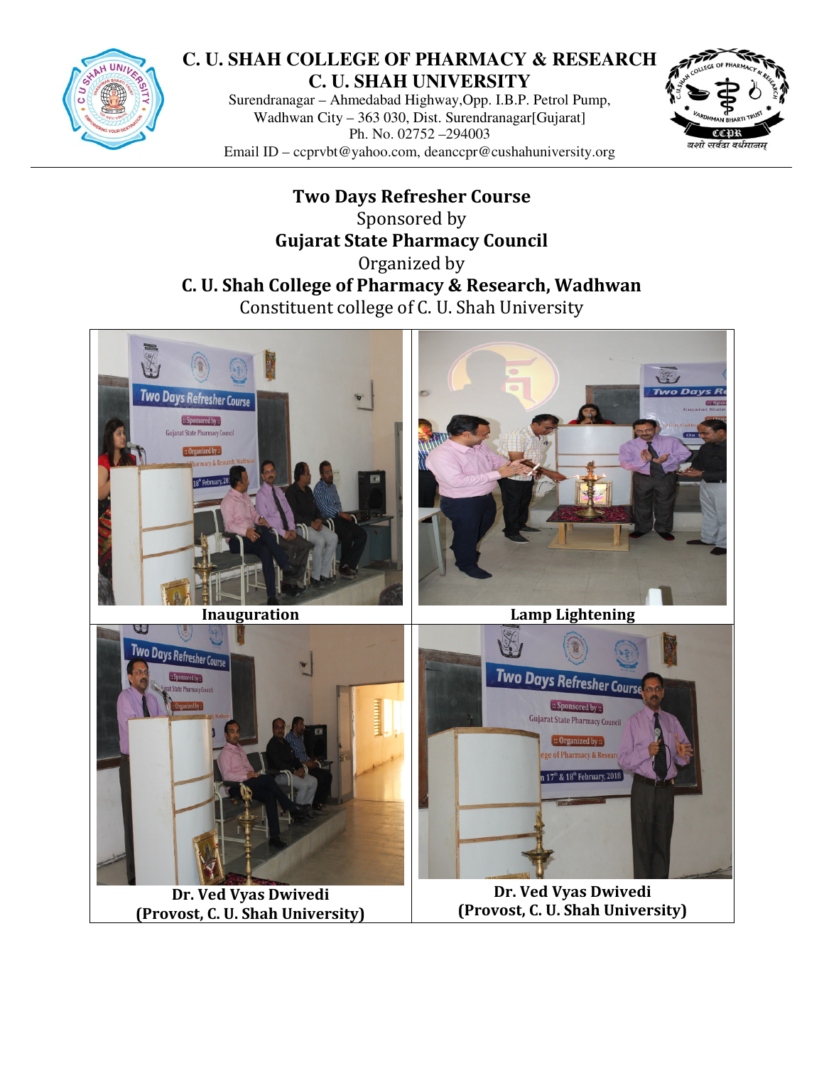# C. U. SHAH COLLEGE OF PHARMACY & RESEARCH
## C. U. SHAH UNIVERSITY

Surendranagar – Ahmedabad Highway,Opp. I.B.P. Petrol Pump,
Wadhwan City – 363 030, Dist. Surendranagar[Gujarat]
Ph. No. 02752 –294003
Email ID – ccprvbt@yahoo.com, deanccpr@cushahuniversity.org

**Two Days Refresher Course**
Sponsored by
**Gujarat State Pharmacy Council**
Organized by
**C. U. Shah College of Pharmacy & Research, Wadhwan**
Constituent college of C. U. Shah University

| **Inauguration** | **Lamp Lightening** |
| --- | --- |
| **Dr. Ved Vyas Dwivedi (Provost, C. U. Shah University)** | **Dr. Ved Vyas Dwivedi (Provost, C. U. Shah University)** |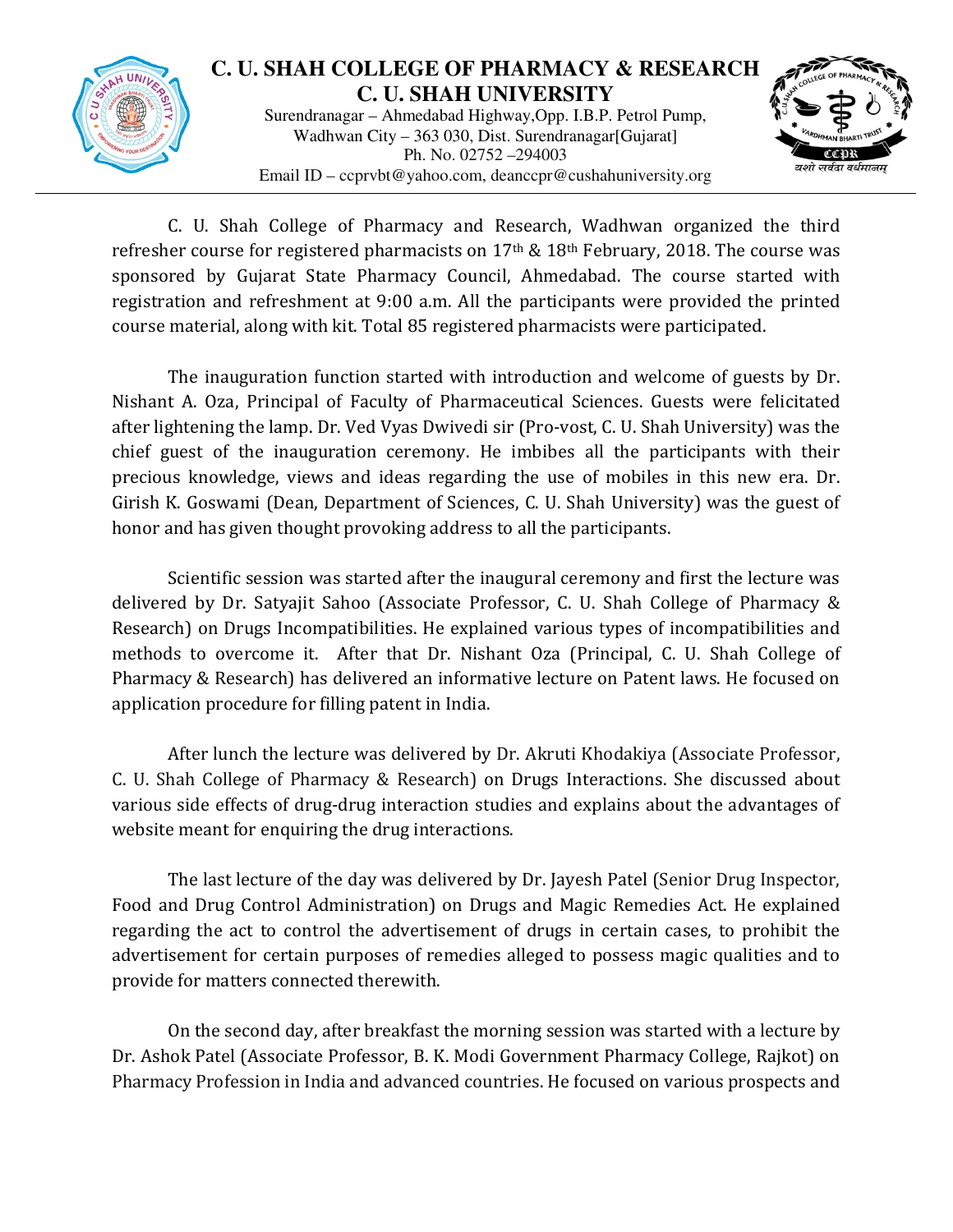# C. U. SHAH COLLEGE OF PHARMACY & RESEARCH
## C. U. SHAH UNIVERSITY

Surendranagar – Ahmedabad Highway,Opp. I.B.P. Petrol Pump,
Wadhwan City – 363 030, Dist. Surendranagar[Gujarat]
Ph. No. 02752 –294003
Email ID – ccprvbt@yahoo.com, deanccpr@cushahuniversity.org

C. U. Shah College of Pharmacy and Research, Wadhwan organized the third refresher course for registered pharmacists on 17th & 18th February, 2018. The course was sponsored by Gujarat State Pharmacy Council, Ahmedabad. The course started with registration and refreshment at 9:00 a.m. All the participants were provided the printed course material, along with kit. Total 85 registered pharmacists were participated.

The inauguration function started with introduction and welcome of guests by Dr. Nishant A. Oza, Principal of Faculty of Pharmaceutical Sciences. Guests were felicitated after lightening the lamp. Dr. Ved Vyas Dwivedi sir (Pro-vost, C. U. Shah University) was the chief guest of the inauguration ceremony. He imbibes all the participants with their precious knowledge, views and ideas regarding the use of mobiles in this new era. Dr. Girish K. Goswami (Dean, Department of Sciences, C. U. Shah University) was the guest of honor and has given thought provoking address to all the participants.

Scientific session was started after the inaugural ceremony and first the lecture was delivered by Dr. Satyajit Sahoo (Associate Professor, C. U. Shah College of Pharmacy & Research) on Drugs Incompatibilities. He explained various types of incompatibilities and methods to overcome it. After that Dr. Nishant Oza (Principal, C. U. Shah College of Pharmacy & Research) has delivered an informative lecture on Patent laws. He focused on application procedure for filling patent in India.

After lunch the lecture was delivered by Dr. Akruti Khodakiya (Associate Professor, C. U. Shah College of Pharmacy & Research) on Drugs Interactions. She discussed about various side effects of drug-drug interaction studies and explains about the advantages of website meant for enquiring the drug interactions.

The last lecture of the day was delivered by Dr. Jayesh Patel (Senior Drug Inspector, Food and Drug Control Administration) on Drugs and Magic Remedies Act. He explained regarding the act to control the advertisement of drugs in certain cases, to prohibit the advertisement for certain purposes of remedies alleged to possess magic qualities and to provide for matters connected therewith.

On the second day, after breakfast the morning session was started with a lecture by Dr. Ashok Patel (Associate Professor, B. K. Modi Government Pharmacy College, Rajkot) on Pharmacy Profession in India and advanced countries. He focused on various prospects and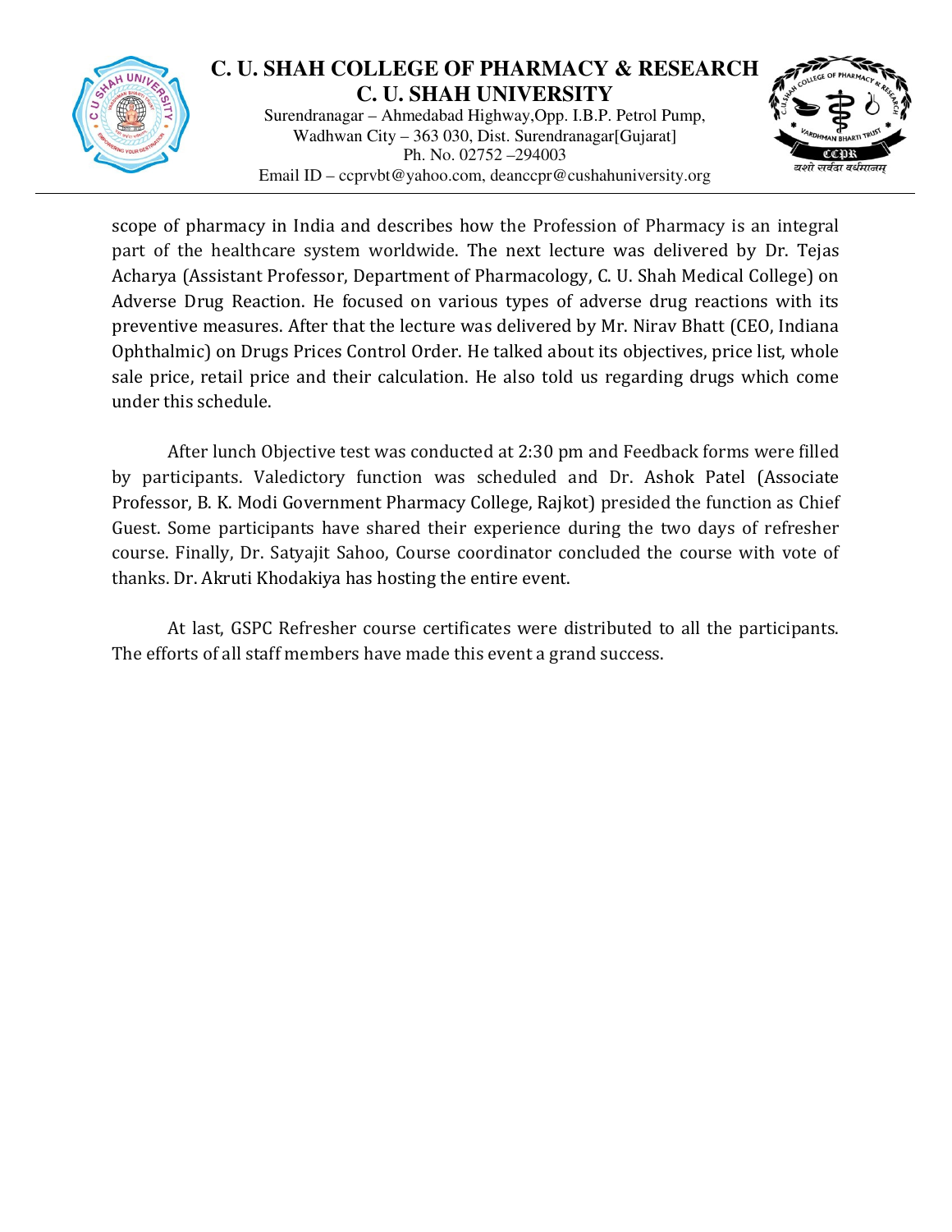scope of pharmacy in India and describes how the Profession of Pharmacy is an integral part of the healthcare system worldwide. The next lecture was delivered by Dr. Tejas Acharya (Assistant Professor, Department of Pharmacology, C. U. Shah Medical College) on Adverse Drug Reaction. He focused on various types of adverse drug reactions with its preventive measures. After that the lecture was delivered by Mr. Nirav Bhatt (CEO, Indiana Ophthalmic) on Drugs Prices Control Order. He talked about its objectives, price list, whole sale price, retail price and their calculation. He also told us regarding drugs which come under this schedule.

After lunch Objective test was conducted at 2:30 pm and Feedback forms were filled by participants. Valedictory function was scheduled and Dr. Ashok Patel (Associate Professor, B. K. Modi Government Pharmacy College, Rajkot) presided the function as Chief Guest. Some participants have shared their experience during the two days of refresher course. Finally, Dr. Satyajit Sahoo, Course coordinator concluded the course with vote of thanks. Dr. Akruti Khodakiya has hosting the entire event.

At last, GSPC Refresher course certificates were distributed to all the participants. The efforts of all staff members have made this event a grand success.